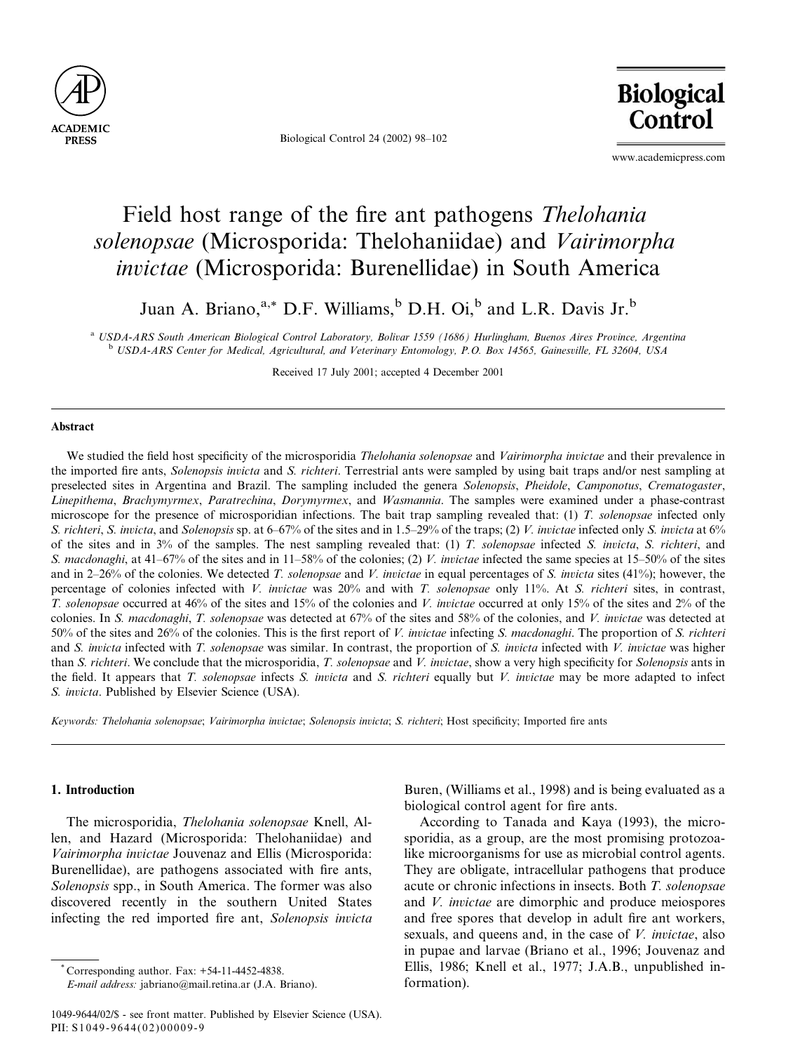# Field host range of the fire ant pathogens *Thelohania solenopsae* (Microsporida: Thelohaniidae) and *Vairimorpha invictae* (Microsporida: Burenellidae) in South America

Juan A. Briano,[a,*] D.F. Williams,[b] D.H. Oi,[b] and L.R. Davis Jr.[b]

[a] *USDA-ARS South American Biological Control Laboratory, Bolivar 1559 (1686) Hurlingham, Buenos Aires Province, Argentina*

[b] *USDA-ARS Center for Medical, Agricultural, and Veterinary Entomology, P.O. Box 14565, Gainesville, FL 32604, USA*

Received 17 July 2001; accepted 4 December 2001

## Abstract

We studied the field host specificity of the microsporidia *Thelohania solenopsae* and *Vairimorpha invictae* and their prevalence in the imported fire ants, *Solenopsis invicta* and *S. richteri*. Terrestrial ants were sampled by using bait traps and/or nest sampling at preselected sites in Argentina and Brazil. The sampling included the genera *Solenopsis*, *Pheidole*, *Camponotus*, *Crematogaster*, *Linepithema*, *Brachymyrmex*, *Paratrechina*, *Dorymyrmex*, and *Wasmannia*. The samples were examined under a phase-contrast microscope for the presence of microsporidian infections. The bait trap sampling revealed that: (1) *T. solenopsae* infected only *S. richteri*, *S. invicta*, and *Solenopsis* sp. at 6–67% of the sites and in 1.5–29% of the traps; (2) *V. invictae* infected only *S. invicta* at 6% of the sites and in 3% of the samples. The nest sampling revealed that: (1) *T. solenopsae* infected *S. invicta*, *S. richteri*, and *S. macdonaghi*, at 41–67% of the sites and in 11–58% of the colonies; (2) *V. invictae* infected the same species at 15–50% of the sites and in 2–26% of the colonies. We detected *T. solenopsae* and *V. invictae* in equal percentages of *S. invicta* sites (41%); however, the percentage of colonies infected with *V. invictae* was 20% and with *T. solenopsae* only 11%. At *S. richteri* sites, in contrast, *T. solenopsae* occurred at 46% of the sites and 15% of the colonies and *V. invictae* occurred at only 15% of the sites and 2% of the colonies. In *S. macdonaghi*, *T. solenopsae* was detected at 67% of the sites and 58% of the colonies, and *V. invictae* was detected at 50% of the sites and 26% of the colonies. This is the first report of *V. invictae* infecting *S. macdonaghi*. The proportion of *S. richteri* and *S. invicta* infected with *T. solenopsae* was similar. In contrast, the proportion of *S. invicta* infected with *V. invictae* was higher than *S. richteri*. We conclude that the microsporidia, *T. solenopsae* and *V. invictae*, show a very high specificity for *Solenopsis* ants in the field. It appears that *T. solenopsae* infects *S. invicta* and *S. richteri* equally but *V. invictae* may be more adapted to infect *S. invicta*. Published by Elsevier Science (USA).

*Keywords:* *Thelohania solenopsae*; *Vairimorpha invictae*; *Solenopsis invicta*; *S. richteri*; Host specificity; Imported fire ants

## 1. Introduction

The microsporidia, *Thelohania solenopsae* Knell, Allen, and Hazard (Microsporida: Thelohaniidae) and *Vairimorpha invictae* Jouvenaz and Ellis (Microsporida: Burenellidae), are pathogens associated with fire ants, *Solenopsis* spp., in South America. The former was also discovered recently in the southern United States infecting the red imported fire ant, *Solenopsis invicta* Buren, (Williams et al., 1998) and is being evaluated as a biological control agent for fire ants.

According to Tanada and Kaya (1993), the microsporidia, as a group, are the most promising protozoa-like microorganisms for use as microbial control agents. They are obligate, intracellular pathogens that produce acute or chronic infections in insects. Both *T. solenopsae* and *V. invictae* are dimorphic and produce meiospores and free spores that develop in adult fire ant workers, sexuals, and queens and, in the case of *V. invictae*, also in pupae and larvae (Briano et al., 1996; Jouvenaz and Ellis, 1986; Knell et al., 1977; J.A.B., unpublished information).

* Corresponding author. Fax: +54-11-4452-4838.
*E-mail address:* jabriano@mail.retina.ar (J.A. Briano).

1049-9644/02/$ - see front matter. Published by Elsevier Science (USA).
PII: S1049-9644(02)00009-9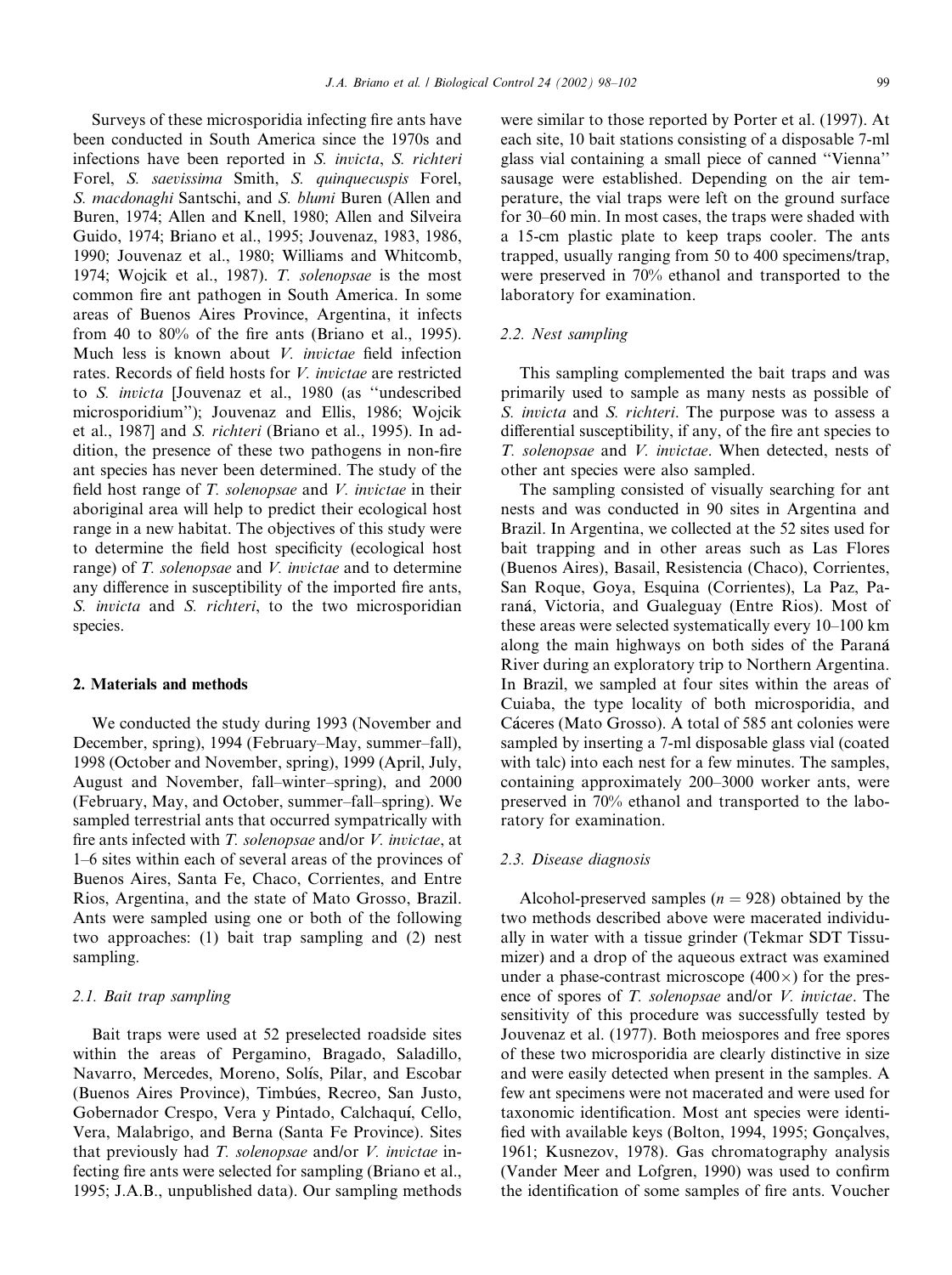Surveys of these microsporidia infecting fire ants have been conducted in South America since the 1970s and infections have been reported in *S. invicta*, *S. richteri* Forel, *S. saevissima* Smith, *S. quinquecuspis* Forel, *S. macdonaghi* Santschi, and *S. bluni* Buren (Allen and Buren, 1974; Allen and Knell, 1980; Allen and Silveira Guido, 1974; Briano et al., 1995; Jouvenaz, 1983, 1986, 1990; Jouvenaz et al., 1980; Williams and Whitcomb, 1974; Wojcik et al., 1987). *T. solenopsae* is the most common fire ant pathogen in South America. In some areas of Buenos Aires Province, Argentina, it infects from 40 to 80% of the fire ants (Briano et al., 1995). Much less is known about *V. invictae* field infection rates. Records of field hosts for *V. invictae* are restricted to *S. invicta* [Jouvenaz et al., 1980 (as ''undescribed microsporidium''); Jouvenaz and Ellis, 1986; Wojcik et al., 1987] and *S. richteri* (Briano et al., 1995). In addition, the presence of these two pathogens in non-fire ant species has never been determined. The study of the field host range of *T. solenopsae* and *V. invictae* in their aboriginal area will help to predict their ecological host range in a new habitat. The objectives of this study were to determine the field host specificity (ecological host range) of *T. solenopsae* and *V. invictae* and to determine any difference in susceptibility of the imported fire ants, *S. invicta* and *S. richteri*, to the two microsporidian species.

## 2. Materials and methods

We conducted the study during 1993 (November and December, spring), 1994 (February–May, summer–fall), 1998 (October and November, spring), 1999 (April, July, August and November, fall–winter–spring), and 2000 (February, May, and October, summer–fall–spring). We sampled terrestrial ants that occurred sympatrically with fire ants infected with *T. solenopsae* and/or *V. invictae*, at 1–6 sites within each of several areas of the provinces of Buenos Aires, Santa Fe, Chaco, Corrientes, and Entre Rios, Argentina, and the state of Mato Grosso, Brazil. Ants were sampled using one or both of the following two approaches: (1) bait trap sampling and (2) nest sampling.

### 2.1. Bait trap sampling

Bait traps were used at 52 preselected roadside sites within the areas of Pergamino, Bragado, Saladillo, Navarro, Mercedes, Moreno, Solís, Pilar, and Escobar (Buenos Aires Province), Timbúes, Recreo, San Justo, Gobernador Crespo, Vera y Pintado, Calchaquí, Cello, Vera, Malabrigo, and Berna (Santa Fe Province). Sites that previously had *T. solenopsae* and/or *V. invictae* infecting fire ants were selected for sampling (Briano et al., 1995; J.A.B., unpublished data). Our sampling methods were similar to those reported by Porter et al. (1997). At each site, 10 bait stations consisting of a disposable 7-ml glass vial containing a small piece of canned ''Vienna'' sausage were established. Depending on the air temperature, the vial traps were left on the ground surface for 30–60 min. In most cases, the traps were shaded with a 15-cm plastic plate to keep traps cooler. The ants trapped, usually ranging from 50 to 400 specimens/trap, were preserved in 70% ethanol and transported to the laboratory for examination.

### 2.2. Nest sampling

This sampling complemented the bait traps and was primarily used to sample as many nests as possible of *S. invicta* and *S. richteri*. The purpose was to assess a differential susceptibility, if any, of the fire ant species to *T. solenopsae* and *V. invictae*. When detected, nests of other ant species were also sampled.

The sampling consisted of visually searching for ant nests and was conducted in 90 sites in Argentina and Brazil. In Argentina, we collected at the 52 sites used for bait trapping and in other areas such as Las Flores (Buenos Aires), Basail, Resistencia (Chaco), Corrientes, San Roque, Goya, Esquina (Corrientes), La Paz, Paraná, Victoria, and Gualeguay (Entre Rios). Most of these areas were selected systematically every 10–100 km along the main highways on both sides of the Paraná River during an exploratory trip to Northern Argentina. In Brazil, we sampled at four sites within the areas of Cuiaba, the type locality of both microsporidia, and Cáceres (Mato Grosso). A total of 585 ant colonies were sampled by inserting a 7-ml disposable glass vial (coated with talc) into each nest for a few minutes. The samples, containing approximately 200–3000 worker ants, were preserved in 70% ethanol and transported to the laboratory for examination.

### 2.3. Disease diagnosis

Alcohol-preserved samples ($n = 928$) obtained by the two methods described above were macerated individually in water with a tissue grinder (Tekmar SDT Tissumizer) and a drop of the aqueous extract was examined under a phase-contrast microscope (400×) for the presence of spores of *T. solenopsae* and/or *V. invictae*. The sensitivity of this procedure was successfully tested by Jouvenaz et al. (1977). Both meiospores and free spores of these two microsporidia are clearly distinctive in size and were easily detected when present in the samples. A few ant specimens were not macerated and were used for taxonomic identification. Most ant species were identified with available keys (Bolton, 1994, 1995; Gonçalves, 1961; Kusnezov, 1978). Gas chromatography analysis (Vander Meer and Lofgren, 1990) was used to confirm the identification of some samples of fire ants. Voucher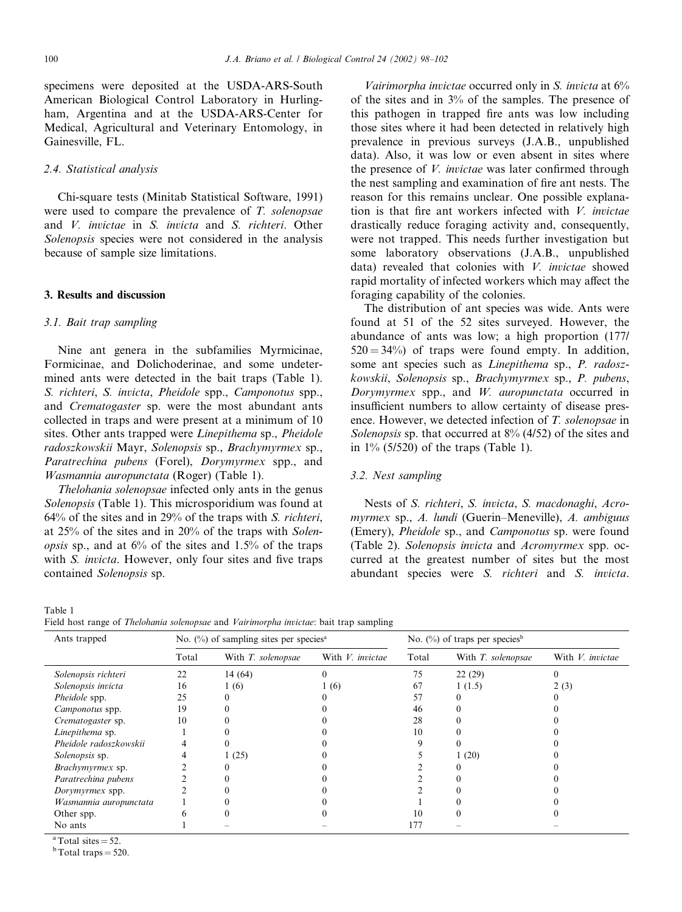specimens were deposited at the USDA-ARS-South American Biological Control Laboratory in Hurlingham, Argentina and at the USDA-ARS-Center for Medical, Agricultural and Veterinary Entomology, in Gainesville, FL.

### 2.4. Statistical analysis

Chi-square tests (Minitab Statistical Software, 1991) were used to compare the prevalence of *T. solenopsae* and *V. invictae* in *S. invicta* and *S. richteri*. Other *Solenopsis* species were not considered in the analysis because of sample size limitations.

## 3. Results and discussion

### 3.1. Bait trap sampling

Nine ant genera in the subfamilies Myrmicinae, Formicinae, and Dolichoderinae, and some undetermined ants were detected in the bait traps (Table 1). *S. richteri*, *S. invicta*, *Pheidole* spp., *Camponotus* spp., and *Crematogaster* sp. were the most abundant ants collected in traps and were present at a minimum of 10 sites. Other ants trapped were *Linepithema* sp., *Pheidole radoszkowskii* Mayr, *Solenopsis* sp., *Brachymyrmex* sp., *Paratrechina pubens* (Forel), *Dorymyrmex* spp., and *Wasmannia auropunctata* (Roger) (Table 1).

*Thelohania solenopsae* infected only ants in the genus *Solenopsis* (Table 1). This microsporidium was found at 64% of the sites and in 29% of the traps with *S. richteri*, at 25% of the sites and in 20% of the traps with *Solenopsis* sp., and at 6% of the sites and 1.5% of the traps with *S. invicta*. However, only four sites and five traps contained *Solenopsis* sp.

*Vairimorpha invictae* occurred only in *S. invicta* at 6% of the sites and in 3% of the samples. The presence of this pathogen in trapped fire ants was low including those sites where it had been detected in relatively high prevalence in previous surveys (J.A.B., unpublished data). Also, it was low or even absent in sites where the presence of *V. invictae* was later confirmed through the nest sampling and examination of fire ant nests. The reason for this remains unclear. One possible explanation is that fire ant workers infected with *V. invictae* drastically reduce foraging activity and, consequently, were not trapped. This needs further investigation but some laboratory observations (J.A.B., unpublished data) revealed that colonies with *V. invictae* showed rapid mortality of infected workers which may affect the foraging capability of the colonies.

The distribution of ant species was wide. Ants were found at 51 of the 52 sites surveyed. However, the abundance of ants was low; a high proportion (177/520 = 34%) of traps were found empty. In addition, some ant species such as *Linepithema* sp., *P. radoszkowskii*, *Solenopsis* sp., *Brachymyrmex* sp., *P. pubens*, *Dorymyrmex* spp., and *W. auropunctata* occurred in insufficient numbers to allow certainty of disease presence. However, we detected infection of *T. solenopsae* in *Solenopsis* sp. that occurred at 8% (4/52) of the sites and in 1% (5/520) of the traps (Table 1).

### 3.2. Nest sampling

Nests of *S. richteri*, *S. invicta*, *S. macdonaghi*, *Acromyrmex* sp., *A. lundi* (Guerin–Meneville), *A. ambiguus* (Emery), *Pheidole* sp., and *Camponotus* sp. were found (Table 2). *Solenopsis invicta* and *Acromyrmex* spp. occurred at the greatest number of sites but the most abundant species were *S. richteri* and *S. invicta*.

Table 1
Field host range of *Thelohania solenopsae* and *Vairimorpha invictae*: bait trap sampling

| Ants trapped | No. (%) of sampling sites per species[a] | | | No. (%) of traps per species[b] | | |
|---|---|---|---|---|---|---|
| | Total | With *T. solenopsae* | With *V. invictae* | Total | With *T. solenopsae* | With *V. invictae* |
| *Solenopsis richteri* | 22 | 14 (64) | 0 | 75 | 22 (29) | 0 |
| *Solenopsis invicta* | 16 | 1 (6) | 1 (6) | 67 | 1 (1.5) | 2 (3) |
| *Pheidole* spp. | 25 | 0 | 0 | 57 | 0 | 0 |
| *Camponotus* spp. | 19 | 0 | 0 | 46 | 0 | 0 |
| *Crematogaster* sp. | 10 | 0 | 0 | 28 | 0 | 0 |
| *Linepithema* sp. | 1 | 0 | 0 | 10 | 0 | 0 |
| *Pheidole radoszkowskii* | 4 | 0 | 0 | 9 | 0 | 0 |
| *Solenopsis* sp. | 4 | 1 (25) | 0 | 5 | 1 (20) | 0 |
| *Brachymyrmex* sp. | 2 | 0 | 0 | 2 | 0 | 0 |
| *Paratrechina pubens* | 2 | 0 | 0 | 2 | 0 | 0 |
| *Dorymyrmex* spp. | 2 | 0 | 0 | 2 | 0 | 0 |
| *Wasmannia auropunctata* | 1 | 0 | 0 | 1 | 0 | 0 |
| Other spp. | 6 | 0 | 0 | 10 | 0 | 0 |
| No ants | 1 | – | – | 177 | – | – |

[a] Total sites = 52.
[b] Total traps = 520.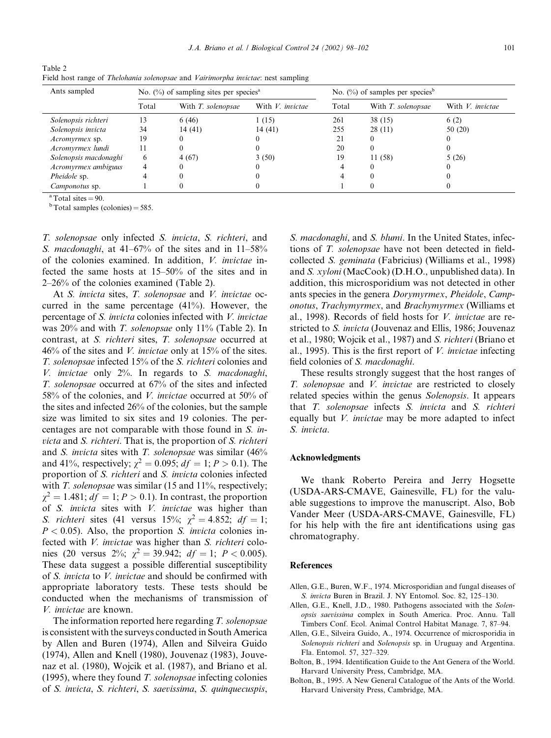Table 2
Field host range of *Thelohania solenopsae* and *Vairimorpha invictae*: nest sampling

| Ants sampled | No. (%) of sampling sites per species[a] | | | No. (%) of samples per species[b] | | |
|---|---|---|---|---|---|---|
| | Total | With *T. solenopsae* | With *V. invictae* | Total | With *T. solenopsae* | With *V. invictae* |
| *Solenopsis richteri* | 13 | 6 (46) | 1 (15) | 261 | 38 (15) | 6 (2) |
| *Solenopsis invicta* | 34 | 14 (41) | 14 (41) | 255 | 28 (11) | 50 (20) |
| *Acromyrmex* sp. | 19 | 0 | 0 | 21 | 0 | 0 |
| *Acromyrmex lundi* | 11 | 0 | 0 | 20 | 0 | 0 |
| *Solenopsis macdonaghi* | 6 | 4 (67) | 3 (50) | 19 | 11 (58) | 5 (26) |
| *Acromyrmex ambiguus* | 4 | 0 | 0 | 4 | 0 | 0 |
| *Pheidole* sp. | 4 | 0 | 0 | 4 | 0 | 0 |
| *Camponotus* sp. | 1 | 0 | 0 | 1 | 0 | 0 |

[a] Total sites = 90.
[b] Total samples (colonies) = 585.

*T. solenopsae* only infected *S. invicta*, *S. richteri*, and *S. macdonaghi*, at 41–67% of the sites and in 11–58% of the colonies examined. In addition, *V. invictae* infected the same hosts at 15–50% of the sites and in 2–26% of the colonies examined (Table 2).

At *S. invicta* sites, *T. solenopsae* and *V. invictae* occurred in the same percentage (41%). However, the percentage of *S. invicta* colonies infected with *V. invictae* was 20% and with *T. solenopsae* only 11% (Table 2). In contrast, at *S. richteri* sites, *T. solenopsae* occurred at 46% of the sites and *V. invictae* only at 15% of the sites. *T. solenopsae* infected 15% of the *S. richteri* colonies and *V. invictae* only 2%. In regards to *S. macdonaghi*, *T. solenopsae* occurred at 67% of the sites and infected 58% of the colonies, and *V. invictae* occurred at 50% of the sites and infected 26% of the colonies, but the sample size was limited to six sites and 19 colonies. The percentages are not comparable with those found in *S. invicta* and *S. richteri*. That is, the proportion of *S. richteri* and *S. invicta* sites with *T. solenopsae* was similar (46% and 41%, respectively; $\chi^2 = 0.095$; $df = 1$; $P > 0.1$). The proportion of *S. richteri* and *S. invicta* colonies infected with *T. solenopsae* was similar (15 and 11%, respectively; $\chi^2 = 1.481$; $df = 1$; $P > 0.1$). In contrast, the proportion of *S. invicta* sites with *V. invictae* was higher than *S. richteri* sites (41 versus 15%; $\chi^2 = 4.852$; $df = 1$; $P < 0.05$). Also, the proportion *S. invicta* colonies infected with *V. invictae* was higher than *S. richteri* colonies (20 versus 2%; $\chi^2 = 39.942$; $df = 1$; $P < 0.005$). These data suggest a possible differential susceptibility of *S. invicta* to *V. invictae* and should be confirmed with appropriate laboratory tests. These tests should be conducted when the mechanisms of transmission of *V. invictae* are known.

The information reported here regarding *T. solenopsae* is consistent with the surveys conducted in South America by Allen and Buren (1974), Allen and Silveira Guido (1974), Allen and Knell (1980), Jouvenaz (1983), Jouvenaz et al. (1980), Wojcik et al. (1987), and Briano et al. (1995), where they found *T. solenopsae* infecting colonies of *S. invicta*, *S. richteri*, *S. saevissima*, *S. quinquecuspis*, *S. macdonaghi*, and *S. blumi*. In the United States, infections of *T. solenopsae* have not been detected in field-collected *S. geminata* (Fabricius) (Williams et al., 1998) and *S. xyloni* (MacCook) (D.H.O., unpublished data). In addition, this microsporidium was not detected in other ants species in the genera *Dorymyrmex*, *Pheidole*, *Camponotus*, *Trachymyrmex*, and *Brachymyrmex* (Williams et al., 1998). Records of field hosts for *V. invictae* are restricted to *S. invicta* (Jouvenaz and Ellis, 1986; Jouvenaz et al., 1980; Wojcik et al., 1987) and *S. richteri* (Briano et al., 1995). This is the first report of *V. invictae* infecting field colonies of *S. macdonaghi*.

These results strongly suggest that the host ranges of *T. solenopsae* and *V. invictae* are restricted to closely related species within the genus *Solenopsis*. It appears that *T. solenopsae* infects *S. invicta* and *S. richteri* equally but *V. invictae* may be more adapted to infect *S. invicta*.

## Acknowledgments

We thank Roberto Pereira and Jerry Hogsette (USDA-ARS-CMAVE, Gainesville, FL) for the valuable suggestions to improve the manuscript. Also, Bob Vander Meer (USDA-ARS-CMAVE, Gainesville, FL) for his help with the fire ant identifications using gas chromatography.

## References

Allen, G.E., Buren, W.F., 1974. Microsporidian and fungal diseases of *S. invicta* Buren in Brazil. J. NY Entomol. Soc. 82, 125–130.

Allen, G.E., Knell, J.D., 1980. Pathogens associated with the *Solenopsis saevissima* complex in South America. Proc. Annu. Tall Timbers Conf. Ecol. Animal Control Habitat Manage. 7, 87–94.

Allen, G.E., Silveira Guido, A., 1974. Occurrence of microsporidia in *Solenopsis richteri* and *Solenopsis* sp. in Uruguay and Argentina. Fla. Entomol. 57, 327–329.

Bolton, B., 1994. Identification Guide to the Ant Genera of the World. Harvard University Press, Cambridge, MA.

Bolton, B., 1995. A New General Catalogue of the Ants of the World. Harvard University Press, Cambridge, MA.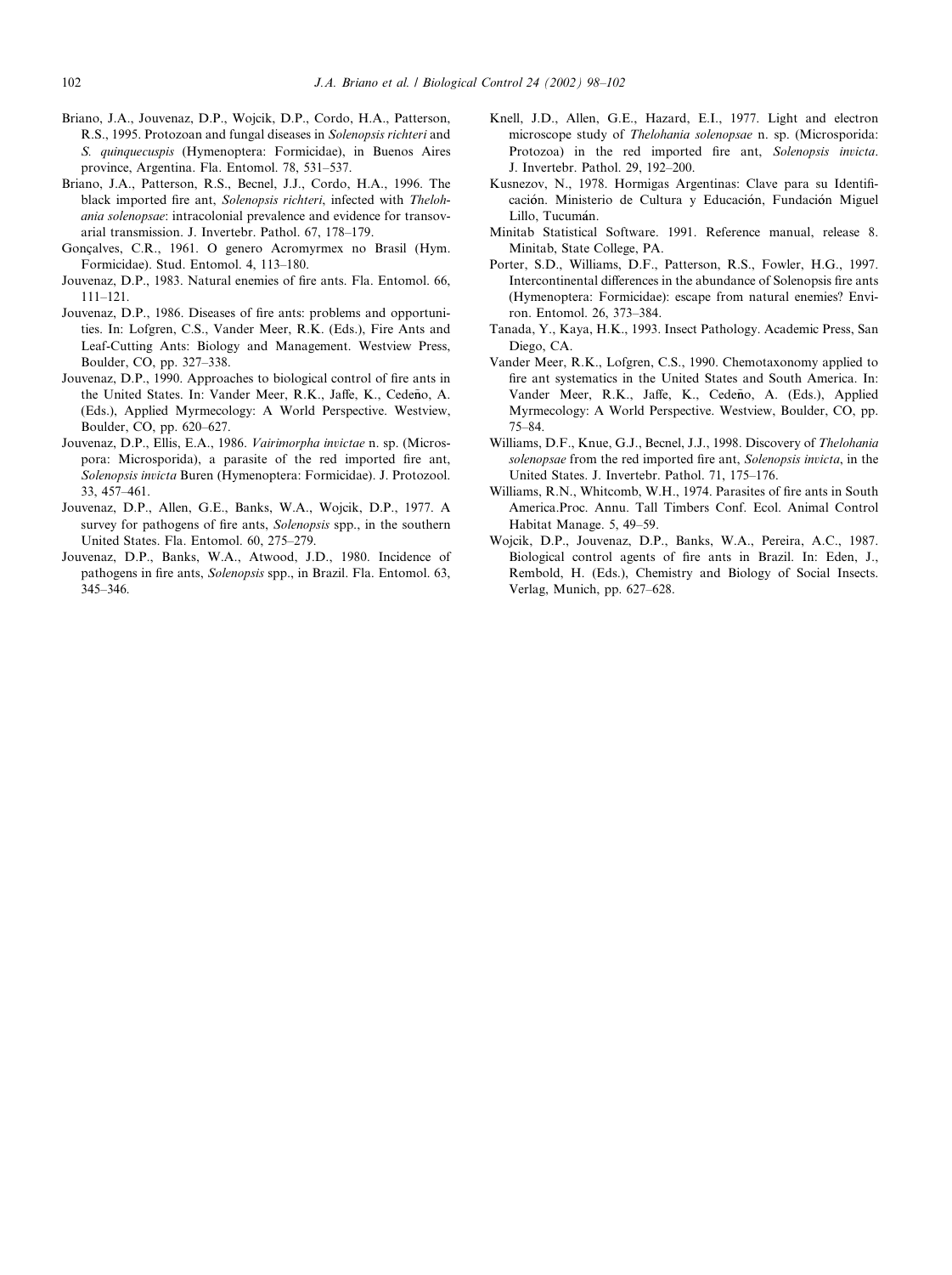Briano, J.A., Jouvenaz, D.P., Wojcik, D.P., Cordo, H.A., Patterson, R.S., 1995. Protozoan and fungal diseases in *Solenopsis richteri* and *S. quinquecuspis* (Hymenoptera: Formicidae), in Buenos Aires province, Argentina. Fla. Entomol. 78, 531–537.

Briano, J.A., Patterson, R.S., Becnel, J.J., Cordo, H.A., 1996. The black imported fire ant, *Solenopsis richteri*, infected with *Thelohania solenopsae*: intracolonial prevalence and evidence for transovarial transmission. J. Invertebr. Pathol. 67, 178–179.

Gonçalves, C.R., 1961. O genero Acromyrmex no Brasil (Hym. Formicidae). Stud. Entomol. 4, 113–180.

Jouvenaz, D.P., 1983. Natural enemies of fire ants. Fla. Entomol. 66, 111–121.

Jouvenaz, D.P., 1986. Diseases of fire ants: problems and opportunities. In: Lofgren, C.S., Vander Meer, R.K. (Eds.), Fire Ants and Leaf-Cutting Ants: Biology and Management. Westview Press, Boulder, CO, pp. 327–338.

Jouvenaz, D.P., 1990. Approaches to biological control of fire ants in the United States. In: Vander Meer, R.K., Jaffe, K., Cedeño, A. (Eds.), Applied Myrmecology: A World Perspective. Westview, Boulder, CO, pp. 620–627.

Jouvenaz, D.P., Ellis, E.A., 1986. *Vairimorpha invictae* n. sp. (Microspora: Microsporida), a parasite of the red imported fire ant, *Solenopsis invicta* Buren (Hymenoptera: Formicidae). J. Protozool. 33, 457–461.

Jouvenaz, D.P., Allen, G.E., Banks, W.A., Wojcik, D.P., 1977. A survey for pathogens of fire ants, *Solenopsis* spp., in the southern United States. Fla. Entomol. 60, 275–279.

Jouvenaz, D.P., Banks, W.A., Atwood, J.D., 1980. Incidence of pathogens in fire ants, *Solenopsis* spp., in Brazil. Fla. Entomol. 63, 345–346.

Knell, J.D., Allen, G.E., Hazard, E.I., 1977. Light and electron microscope study of *Thelohania solenopsae* n. sp. (Microsporida: Protozoa) in the red imported fire ant, *Solenopsis invicta*. J. Invertebr. Pathol. 29, 192–200.

Kusnezov, N., 1978. Hormigas Argentinas: Clave para su Identificación. Ministerio de Cultura y Educación, Fundación Miguel Lillo, Tucumán.

Minitab Statistical Software. 1991. Reference manual, release 8. Minitab, State College, PA.

Porter, S.D., Williams, D.F., Patterson, R.S., Fowler, H.G., 1997. Intercontinental differences in the abundance of Solenopsis fire ants (Hymenoptera: Formicidae): escape from natural enemies? Environ. Entomol. 26, 373–384.

Tanada, Y., Kaya, H.K., 1993. Insect Pathology. Academic Press, San Diego, CA.

Vander Meer, R.K., Lofgren, C.S., 1990. Chemotaxonomy applied to fire ant systematics in the United States and South America. In: Vander Meer, R.K., Jaffe, K., Cedeño, A. (Eds.), Applied Myrmecology: A World Perspective. Westview, Boulder, CO, pp. 75–84.

Williams, D.F., Knue, G.J., Becnel, J.J., 1998. Discovery of *Thelohania solenopsae* from the red imported fire ant, *Solenopsis invicta*, in the United States. J. Invertebr. Pathol. 71, 175–176.

Williams, R.N., Whitcomb, W.H., 1974. Parasites of fire ants in South America.Proc. Annu. Tall Timbers Conf. Ecol. Animal Control Habitat Manage. 5, 49–59.

Wojcik, D.P., Jouvenaz, D.P., Banks, W.A., Pereira, A.C., 1987. Biological control agents of fire ants in Brazil. In: Eden, J., Rembold, H. (Eds.), Chemistry and Biology of Social Insects. Verlag, Munich, pp. 627–628.